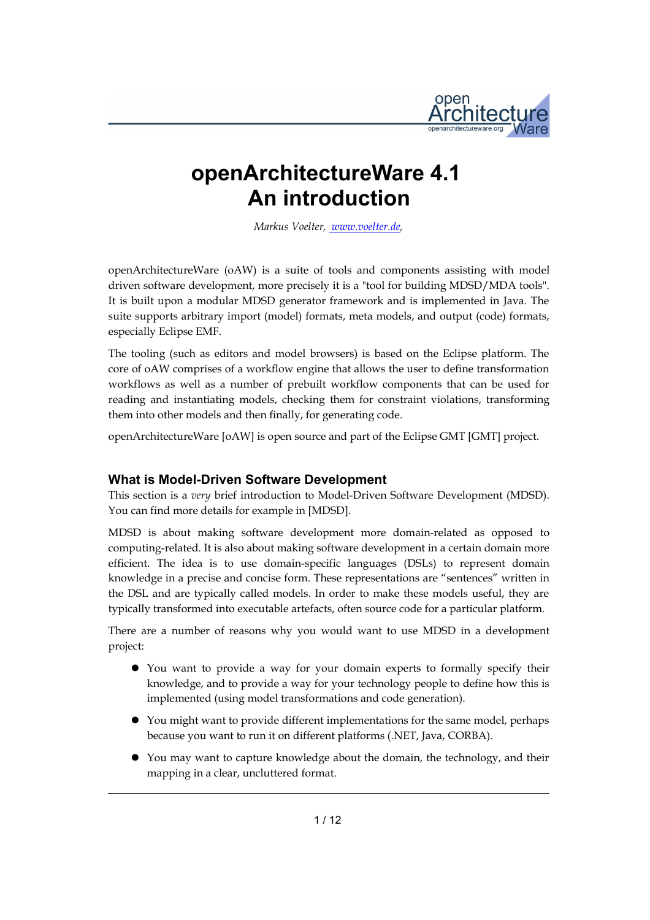# openArchitectureWare 4.1
# An introduction

*Markus Voelter, [www.voelter.de](http://www.voelter.de),*

openArchitectureWare (oAW) is a suite of tools and components assisting with model driven software development, more precisely it is a "tool for building MDSD/MDA tools". It is built upon a modular MDSD generator framework and is implemented in Java. The suite supports arbitrary import (model) formats, meta models, and output (code) formats, especially Eclipse EMF.

The tooling (such as editors and model browsers) is based on the Eclipse platform. The core of oAW comprises of a workflow engine that allows the user to define transformation workflows as well as a number of prebuilt workflow components that can be used for reading and instantiating models, checking them for constraint violations, transforming them into other models and then finally, for generating code.

openArchitectureWare [oAW] is open source and part of the Eclipse GMT [GMT] project.

## What is Model-Driven Software Development

This section is a *very* brief introduction to Model-Driven Software Development (MDSD). You can find more details for example in [MDSD].

MDSD is about making software development more domain-related as opposed to computing-related. It is also about making software development in a certain domain more efficient. The idea is to use domain-specific languages (DSLs) to represent domain knowledge in a precise and concise form. These representations are "sentences" written in the DSL and are typically called models. In order to make these models useful, they are typically transformed into executable artefacts, often source code for a particular platform.

There are a number of reasons why you would want to use MDSD in a development project:

- You want to provide a way for your domain experts to formally specify their knowledge, and to provide a way for your technology people to define how this is implemented (using model transformations and code generation).
- You might want to provide different implementations for the same model, perhaps because you want to run it on different platforms (.NET, Java, CORBA).
- You may want to capture knowledge about the domain, the technology, and their mapping in a clear, uncluttered format.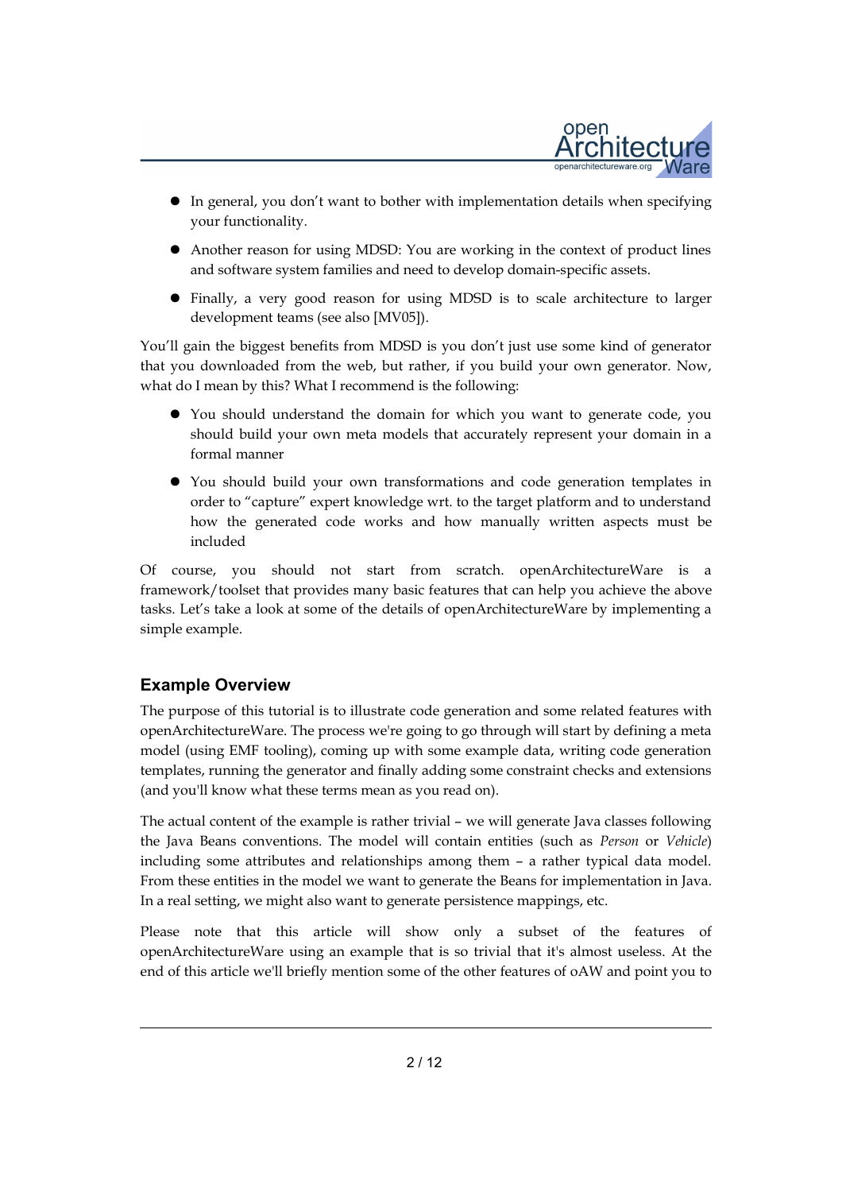- In general, you don't want to bother with implementation details when specifying your functionality.
- Another reason for using MDSD: You are working in the context of product lines and software system families and need to develop domain-specific assets.
- Finally, a very good reason for using MDSD is to scale architecture to larger development teams (see also [MV05]).

You'll gain the biggest benefits from MDSD is you don't just use some kind of generator that you downloaded from the web, but rather, if you build your own generator. Now, what do I mean by this? What I recommend is the following:

- You should understand the domain for which you want to generate code, you should build your own meta models that accurately represent your domain in a formal manner
- You should build your own transformations and code generation templates in order to "capture" expert knowledge wrt. to the target platform and to understand how the generated code works and how manually written aspects must be included

Of course, you should not start from scratch. openArchitectureWare is a framework/toolset that provides many basic features that can help you achieve the above tasks. Let's take a look at some of the details of openArchitectureWare by implementing a simple example.

## Example Overview

The purpose of this tutorial is to illustrate code generation and some related features with openArchitectureWare. The process we're going to go through will start by defining a meta model (using EMF tooling), coming up with some example data, writing code generation templates, running the generator and finally adding some constraint checks and extensions (and you'll know what these terms mean as you read on).

The actual content of the example is rather trivial – we will generate Java classes following the Java Beans conventions. The model will contain entities (such as *Person* or *Vehicle*) including some attributes and relationships among them – a rather typical data model. From these entities in the model we want to generate the Beans for implementation in Java. In a real setting, we might also want to generate persistence mappings, etc.

Please note that this article will show only a subset of the features of openArchitectureWare using an example that is so trivial that it's almost useless. At the end of this article we'll briefly mention some of the other features of oAW and point you to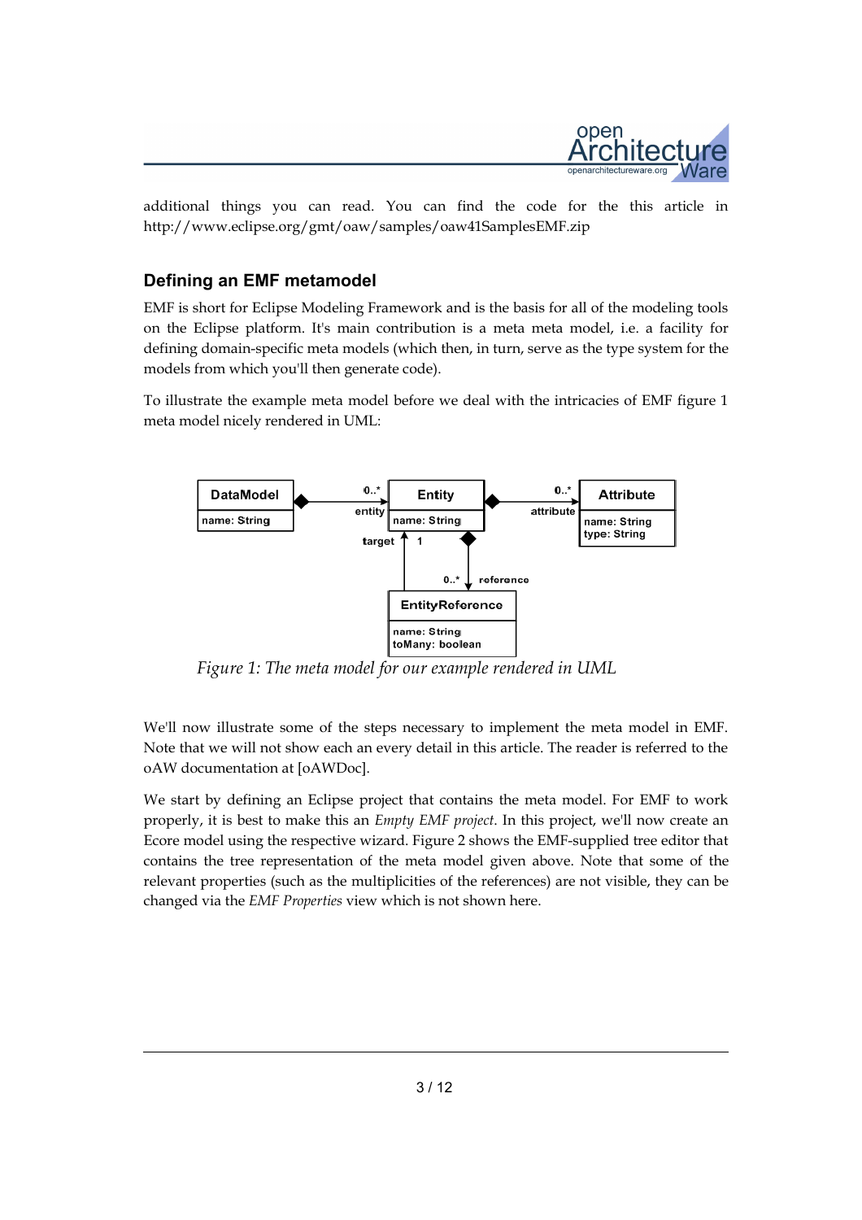additional things you can read. You can find the code for the this article in http://www.eclipse.org/gmt/oaw/samples/oaw41SamplesEMF.zip

## Defining an EMF metamodel

EMF is short for Eclipse Modeling Framework and is the basis for all of the modeling tools on the Eclipse platform. It's main contribution is a meta meta model, i.e. a facility for defining domain-specific meta models (which then, in turn, serve as the type system for the models from which you'll then generate code).

To illustrate the example meta model before we deal with the intricacies of EMF figure 1 meta model nicely rendered in UML:

*Figure 1: The meta model for our example rendered in UML*

We'll now illustrate some of the steps necessary to implement the meta model in EMF. Note that we will not show each an every detail in this article. The reader is referred to the oAW documentation at [oAWDoc].

We start by defining an Eclipse project that contains the meta model. For EMF to work properly, it is best to make this an *Empty EMF project*. In this project, we'll now create an Ecore model using the respective wizard. Figure 2 shows the EMF-supplied tree editor that contains the tree representation of the meta model given above. Note that some of the relevant properties (such as the multiplicities of the references) are not visible, they can be changed via the *EMF Properties* view which is not shown here.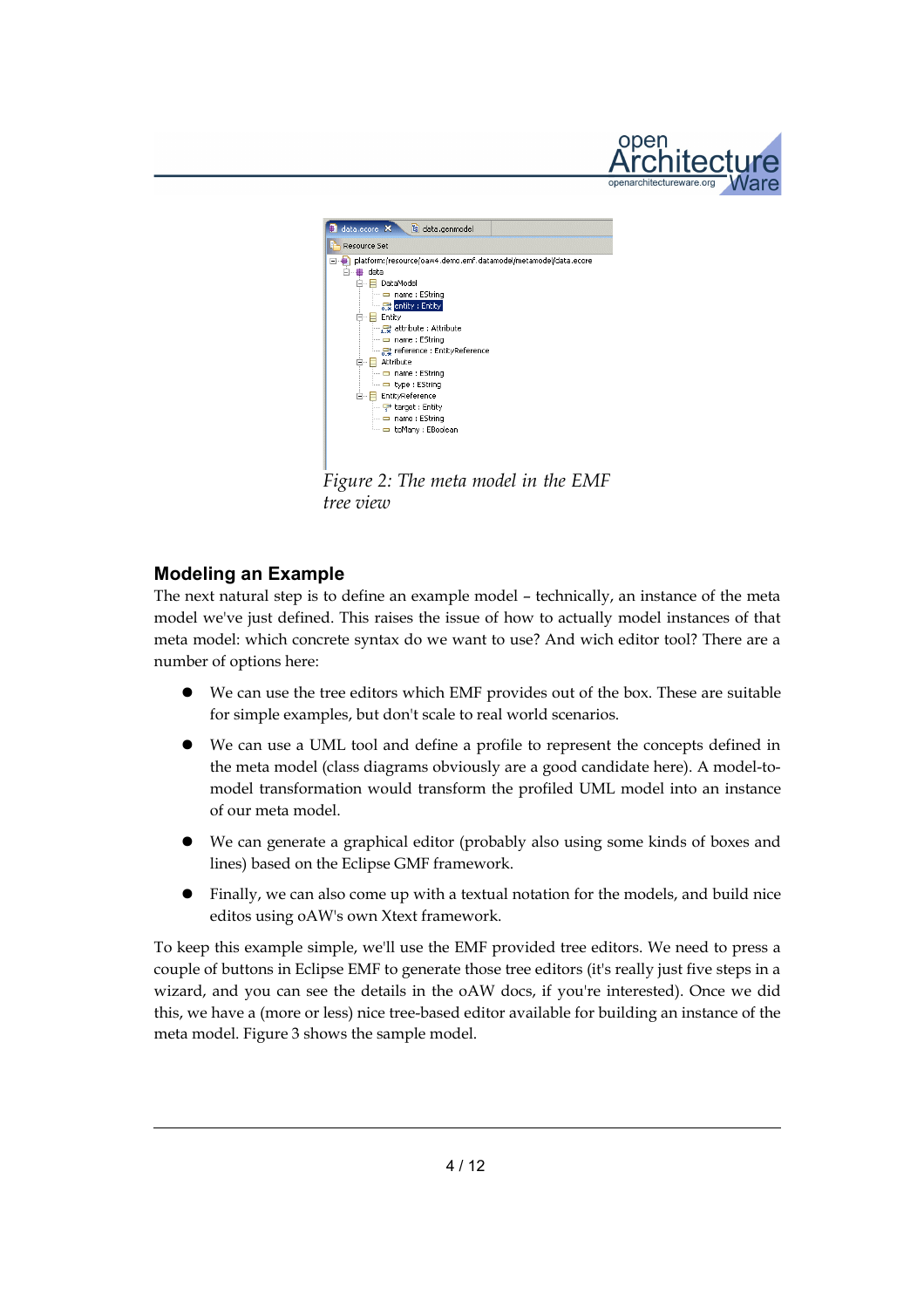*Figure 2: The meta model in the EMF tree view*

## Modeling an Example

The next natural step is to define an example model – technically, an instance of the meta model we've just defined. This raises the issue of how to actually model instances of that meta model: which concrete syntax do we want to use? And wich editor tool? There are a number of options here:

- We can use the tree editors which EMF provides out of the box. These are suitable for simple examples, but don't scale to real world scenarios.
- We can use a UML tool and define a profile to represent the concepts defined in the meta model (class diagrams obviously are a good candidate here). A model-to-model transformation would transform the profiled UML model into an instance of our meta model.
- We can generate a graphical editor (probably also using some kinds of boxes and lines) based on the Eclipse GMF framework.
- Finally, we can also come up with a textual notation for the models, and build nice editos using oAW's own Xtext framework.

To keep this example simple, we'll use the EMF provided tree editors. We need to press a couple of buttons in Eclipse EMF to generate those tree editors (it's really just five steps in a wizard, and you can see the details in the oAW docs, if you're interested). Once we did this, we have a (more or less) nice tree-based editor available for building an instance of the meta model. Figure 3 shows the sample model.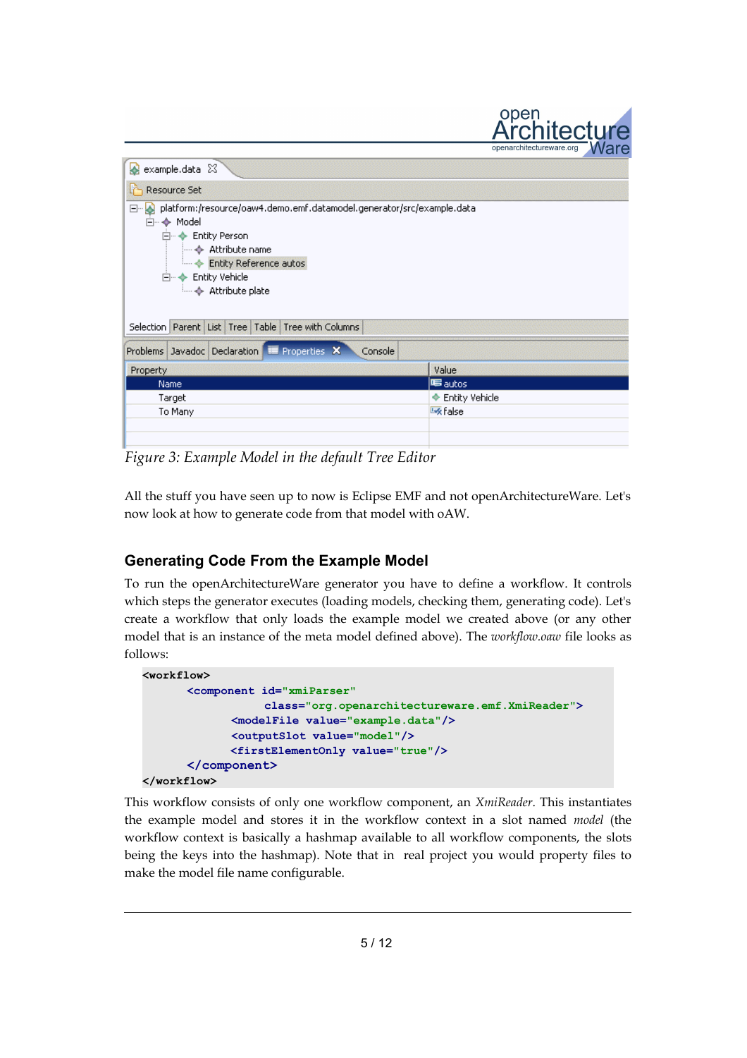*Figure 3: Example Model in the default Tree Editor*

All the stuff you have seen up to now is Eclipse EMF and not openArchitectureWare. Let's now look at how to generate code from that model with oAW.

## Generating Code From the Example Model

To run the openArchitectureWare generator you have to define a workflow. It controls which steps the generator executes (loading models, checking them, generating code). Let's create a workflow that only loads the example model we created above (or any other model that is an instance of the meta model defined above). The *workflow.oaw* file looks as follows:

```
<workflow>
      <component id="xmiParser"
                 class="org.openarchitectureware.emf.XmiReader">
            <modelFile value="example.data"/>
            <outputSlot value="model"/>
            <firstElementOnly value="true"/>
      </component>
</workflow>
```

This workflow consists of only one workflow component, an *XmiReader*. This instantiates the example model and stores it in the workflow context in a slot named *model* (the workflow context is basically a hashmap available to all workflow components, the slots being the keys into the hashmap). Note that in real project you would property files to make the model file name configurable.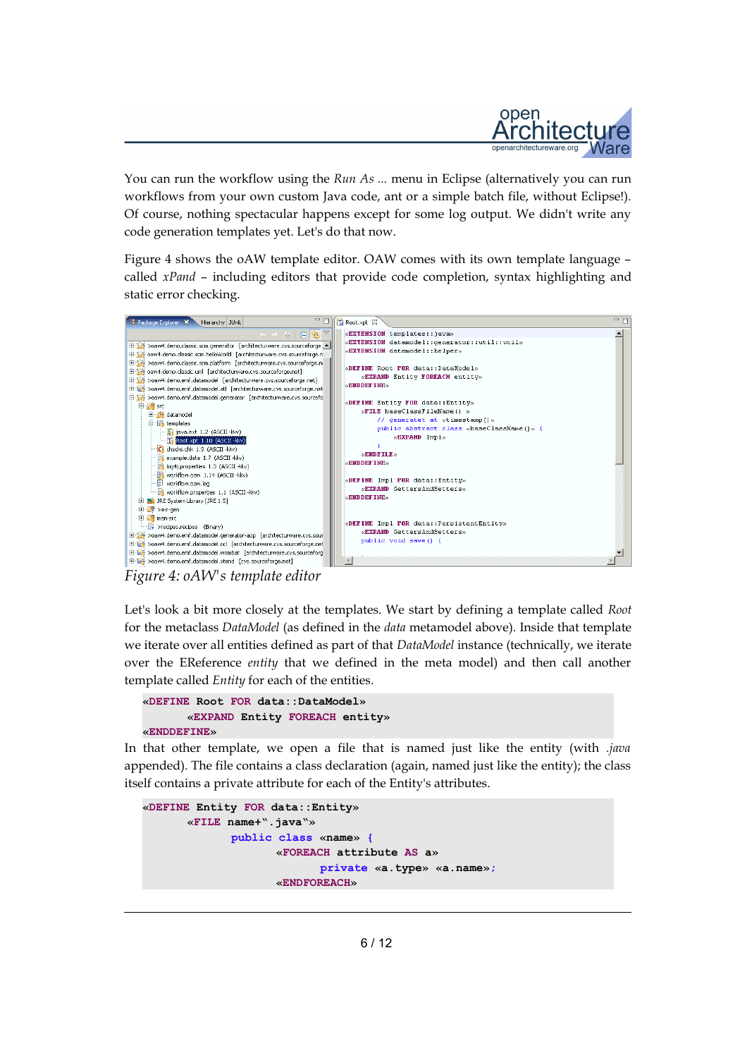You can run the workflow using the *Run As ...* menu in Eclipse (alternatively you can run workflows from your own custom Java code, ant or a simple batch file, without Eclipse!). Of course, nothing spectacular happens except for some log output. We didn't write any code generation templates yet. Let's do that now.

Figure 4 shows the oAW template editor. OAW comes with its own template language – called *xPand* – including editors that provide code completion, syntax highlighting and static error checking.

*Figure 4: oAW's template editor*

Let's look a bit more closely at the templates. We start by defining a template called *Root* for the metaclass *DataModel* (as defined in the *data* metamodel above). Inside that template we iterate over all entities defined as part of that *DataModel* instance (technically, we iterate over the EReference *entity* that we defined in the meta model) and then call another template called *Entity* for each of the entities.

```
«DEFINE Root FOR data::DataModel»
        «EXPAND Entity FOREACH entity»
«ENDDEFINE»
```

In that other template, we open a file that is named just like the entity (with *.java* appended). The file contains a class declaration (again, named just like the entity); the class itself contains a private attribute for each of the Entity's attributes.

```
«DEFINE Entity FOR data::Entity»
        «FILE name+".java"»
                public class «name» {
                        «FOREACH attribute AS a»
                                private «a.type» «a.name»;
                        «ENDFOREACH»
```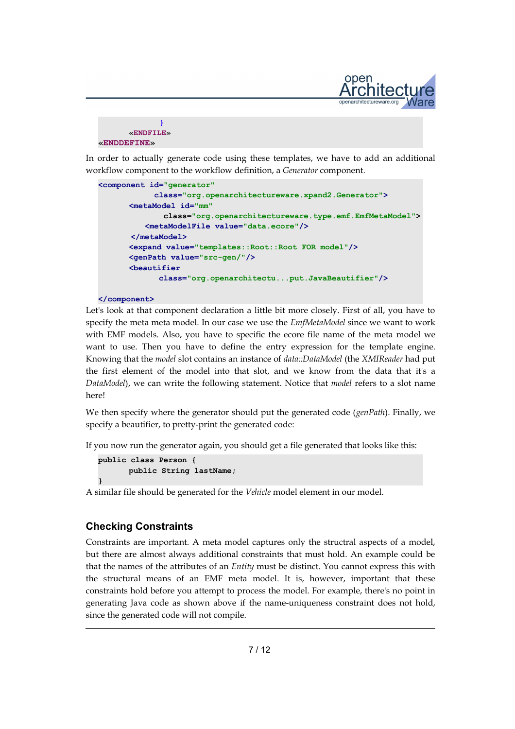```
            }
        «ENDFILE»
«ENDDEFINE»
```

In order to actually generate code using these templates, we have to add an additional workflow component to the workflow definition, a *Generator* component.

```
<component id="generator"
           class="org.openarchitectureware.xpand2.Generator">
      <metaModel id="mm"
             class="org.openarchitectureware.type.emf.EmfMetaModel">
          <metaModelFile value="data.ecore"/>
       </metaModel>
      <expand value="templates::Root::Root FOR model"/>
      <genPath value="src-gen/"/>
      <beautifier
            class="org.openarchitectu...put.JavaBeautifier"/>

</component>
```

Let's look at that component declaration a little bit more closely. First of all, you have to specify the meta meta model. In our case we use the *EmfMetaModel* since we want to work with EMF models. Also, you have to specific the ecore file name of the meta model we want to use. Then you have to define the entry expression for the template engine. Knowing that the *model* slot contains an instance of *data::DataModel* (the *XMIReader* had put the first element of the model into that slot, and we know from the data that it's a *DataModel*), we can write the following statement. Notice that *model* refers to a slot name here!

We then specify where the generator should put the generated code (*genPath*). Finally, we specify a beautifier, to pretty-print the generated code:

If you now run the generator again, you should get a file generated that looks like this:

```
public class Person {
        public String lastName;
}
```

A similar file should be generated for the *Vehicle* model element in our model.

## Checking Constraints

Constraints are important. A meta model captures only the structral aspects of a model, but there are almost always additional constraints that must hold. An example could be that the names of the attributes of an *Entity* must be distinct. You cannot express this with the structural means of an EMF meta model. It is, however, important that these constraints hold before you attempt to process the model. For example, there's no point in generating Java code as shown above if the name-uniqueness constraint does not hold, since the generated code will not compile.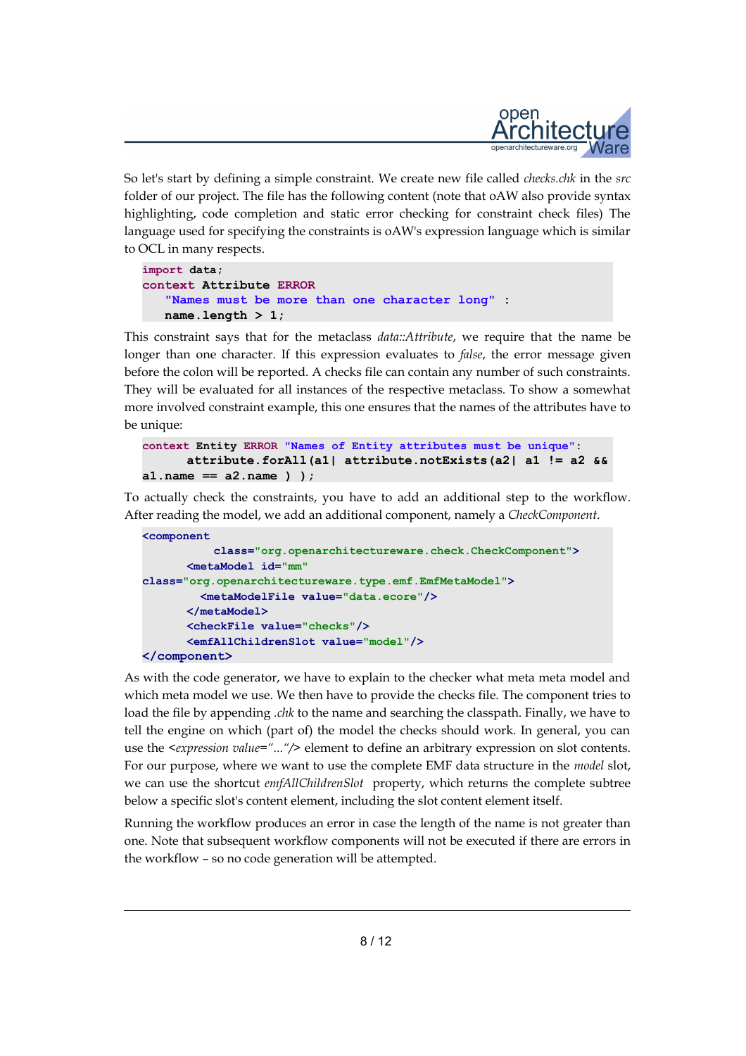So let's start by defining a simple constraint. We create new file called *checks.chk* in the *src* folder of our project. The file has the following content (note that oAW also provide syntax highlighting, code completion and static error checking for constraint check files) The language used for specifying the constraints is oAW's expression language which is similar to OCL in many respects.

```
import data;
context Attribute ERROR
   "Names must be more than one character long" :
   name.length > 1;
```

This constraint says that for the metaclass *data::Attribute*, we require that the name be longer than one character. If this expression evaluates to *false*, the error message given before the colon will be reported. A checks file can contain any number of such constraints. They will be evaluated for all instances of the respective metaclass. To show a somewhat more involved constraint example, this one ensures that the names of the attributes have to be unique:

```
context Entity ERROR "Names of Entity attributes must be unique":
      attribute.forAll(a1| attribute.notExists(a2| a1 != a2 &&
a1.name == a2.name ) );
```

To actually check the constraints, you have to add an additional step to the workflow. After reading the model, we add an additional component, namely a *CheckComponent*.

```
<component
          class="org.openarchitectureware.check.CheckComponent">
      <metaModel id="mm"
class="org.openarchitectureware.type.emf.EmfMetaModel">
        <metaModelFile value="data.ecore"/>
      </metaModel>
      <checkFile value="checks"/>
      <emfAllChildrenSlot value="model"/>
</component>
```

As with the code generator, we have to explain to the checker what meta meta model and which meta model we use. We then have to provide the checks file. The component tries to load the file by appending *.chk* to the name and searching the classpath. Finally, we have to tell the engine on which (part of) the model the checks should work. In general, you can use the *<expression value="..."/>* element to define an arbitrary expression on slot contents. For our purpose, where we want to use the complete EMF data structure in the *model* slot, we can use the shortcut *emfAllChildrenSlot* property, which returns the complete subtree below a specific slot's content element, including the slot content element itself.

Running the workflow produces an error in case the length of the name is not greater than one. Note that subsequent workflow components will not be executed if there are errors in the workflow – so no code generation will be attempted.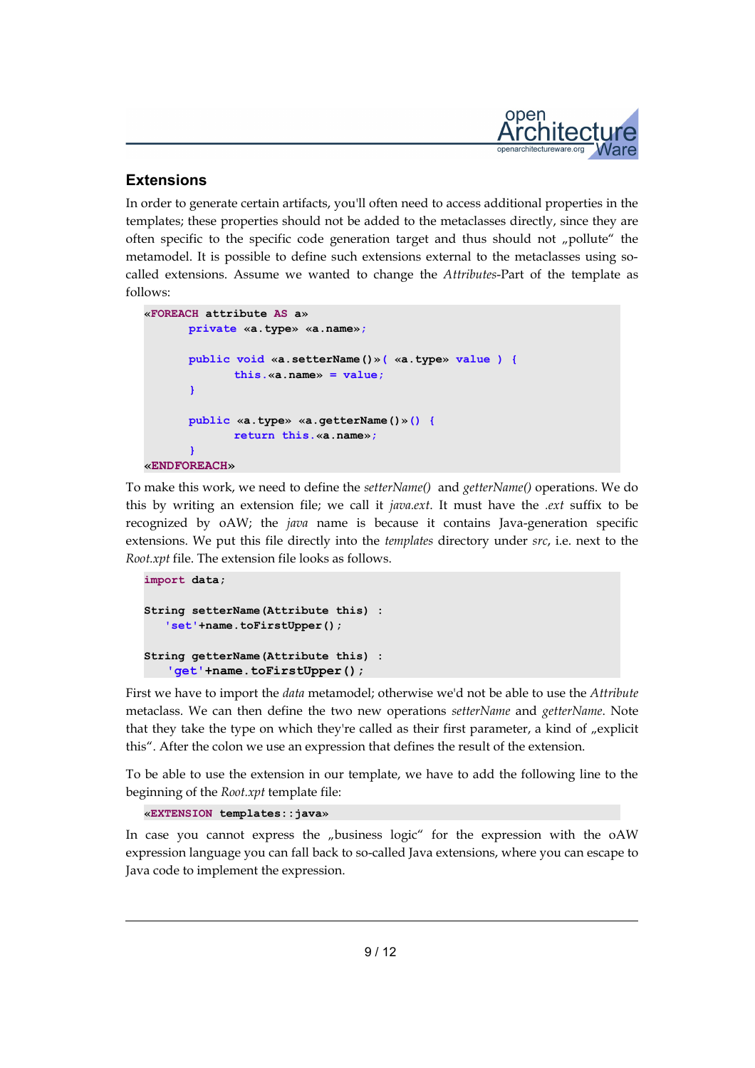## Extensions

In order to generate certain artifacts, you'll often need to access additional properties in the templates; these properties should not be added to the metaclasses directly, since they are often specific to the specific code generation target and thus should not „pollute" the metamodel. It is possible to define such extensions external to the metaclasses using so-called extensions. Assume we wanted to change the *Attributes*-Part of the template as follows:

```
«FOREACH attribute AS a»
        private «a.type» «a.name»;

        public void «a.setterName()»( «a.type» value ) {
                this.«a.name» = value;
        }

        public «a.type» «a.getterName()»() {
                return this.«a.name»;
        }
«ENDFOREACH»
```

To make this work, we need to define the *setterName()* and *getterName()* operations. We do this by writing an extension file; we call it *java.ext*. It must have the *.ext* suffix to be recognized by oAW; the *java* name is because it contains Java-generation specific extensions. We put this file directly into the *templates* directory under *src*, i.e. next to the *Root.xpt* file. The extension file looks as follows.

```
import data;

String setterName(Attribute this) :
    'set'+name.toFirstUpper();

String getterName(Attribute this) :
    'get'+name.toFirstUpper();
```

First we have to import the *data* metamodel; otherwise we'd not be able to use the *Attribute* metaclass. We can then define the two new operations *setterName* and *getterName*. Note that they take the type on which they're called as their first parameter, a kind of „explicit this". After the colon we use an expression that defines the result of the extension.

To be able to use the extension in our template, we have to add the following line to the beginning of the *Root.xpt* template file:

```
«EXTENSION templates::java»
```

In case you cannot express the „business logic" for the expression with the oAW expression language you can fall back to so-called Java extensions, where you can escape to Java code to implement the expression.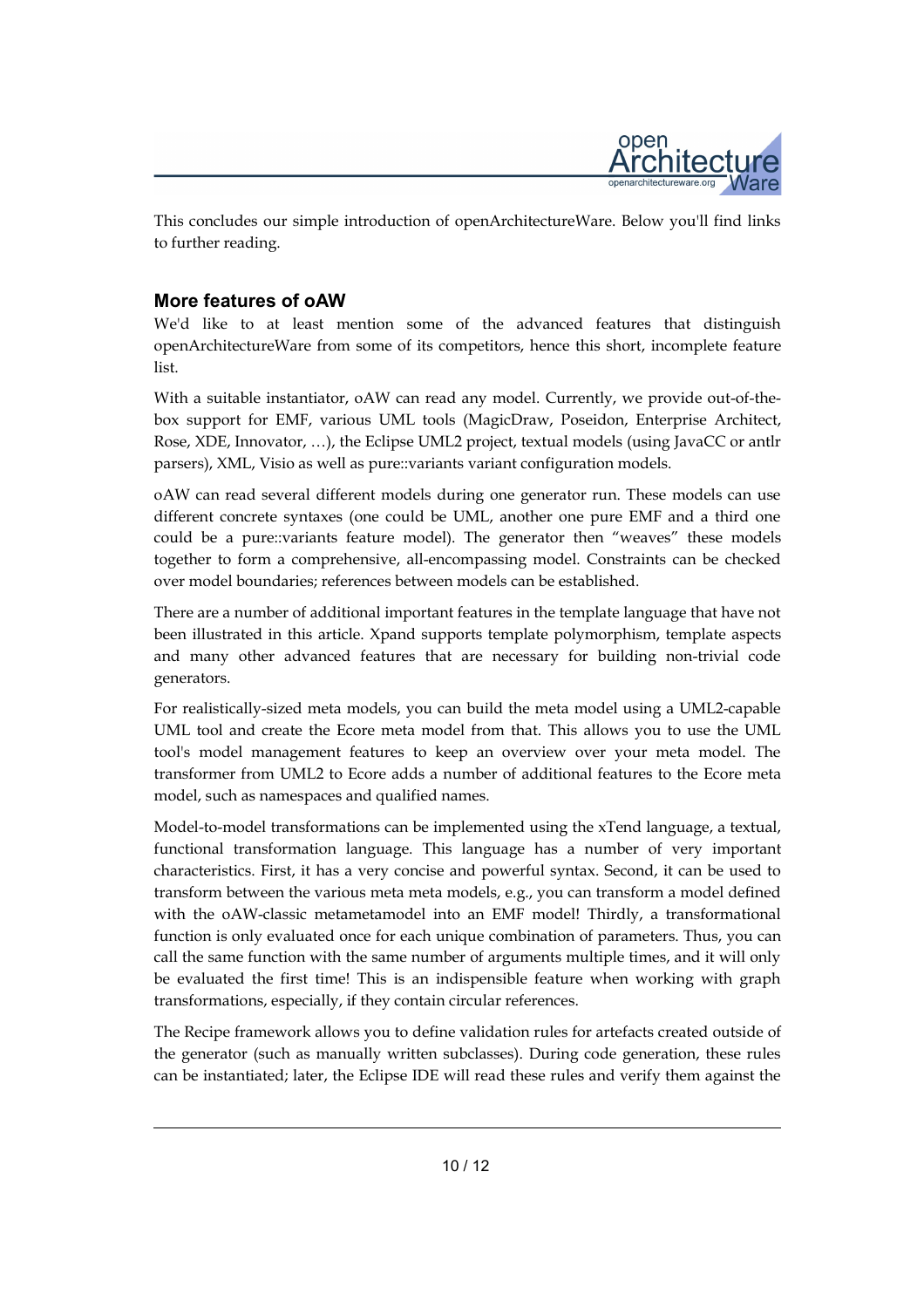This concludes our simple introduction of openArchitectureWare. Below you'll find links to further reading.

## More features of oAW

We'd like to at least mention some of the advanced features that distinguish openArchitectureWare from some of its competitors, hence this short, incomplete feature list.

With a suitable instantiator, oAW can read any model. Currently, we provide out-of-the-box support for EMF, various UML tools (MagicDraw, Poseidon, Enterprise Architect, Rose, XDE, Innovator, …), the Eclipse UML2 project, textual models (using JavaCC or antlr parsers), XML, Visio as well as pure::variants variant configuration models.

oAW can read several different models during one generator run. These models can use different concrete syntaxes (one could be UML, another one pure EMF and a third one could be a pure::variants feature model). The generator then "weaves" these models together to form a comprehensive, all-encompassing model. Constraints can be checked over model boundaries; references between models can be established.

There are a number of additional important features in the template language that have not been illustrated in this article. Xpand supports template polymorphism, template aspects and many other advanced features that are necessary for building non-trivial code generators.

For realistically-sized meta models, you can build the meta model using a UML2-capable UML tool and create the Ecore meta model from that. This allows you to use the UML tool's model management features to keep an overview over your meta model. The transformer from UML2 to Ecore adds a number of additional features to the Ecore meta model, such as namespaces and qualified names.

Model-to-model transformations can be implemented using the xTend language, a textual, functional transformation language. This language has a number of very important characteristics. First, it has a very concise and powerful syntax. Second, it can be used to transform between the various meta meta models, e.g., you can transform a model defined with the oAW-classic metametamodel into an EMF model! Thirdly, a transformational function is only evaluated once for each unique combination of parameters. Thus, you can call the same function with the same number of arguments multiple times, and it will only be evaluated the first time! This is an indispensible feature when working with graph transformations, especially, if they contain circular references.

The Recipe framework allows you to define validation rules for artefacts created outside of the generator (such as manually written subclasses). During code generation, these rules can be instantiated; later, the Eclipse IDE will read these rules and verify them against the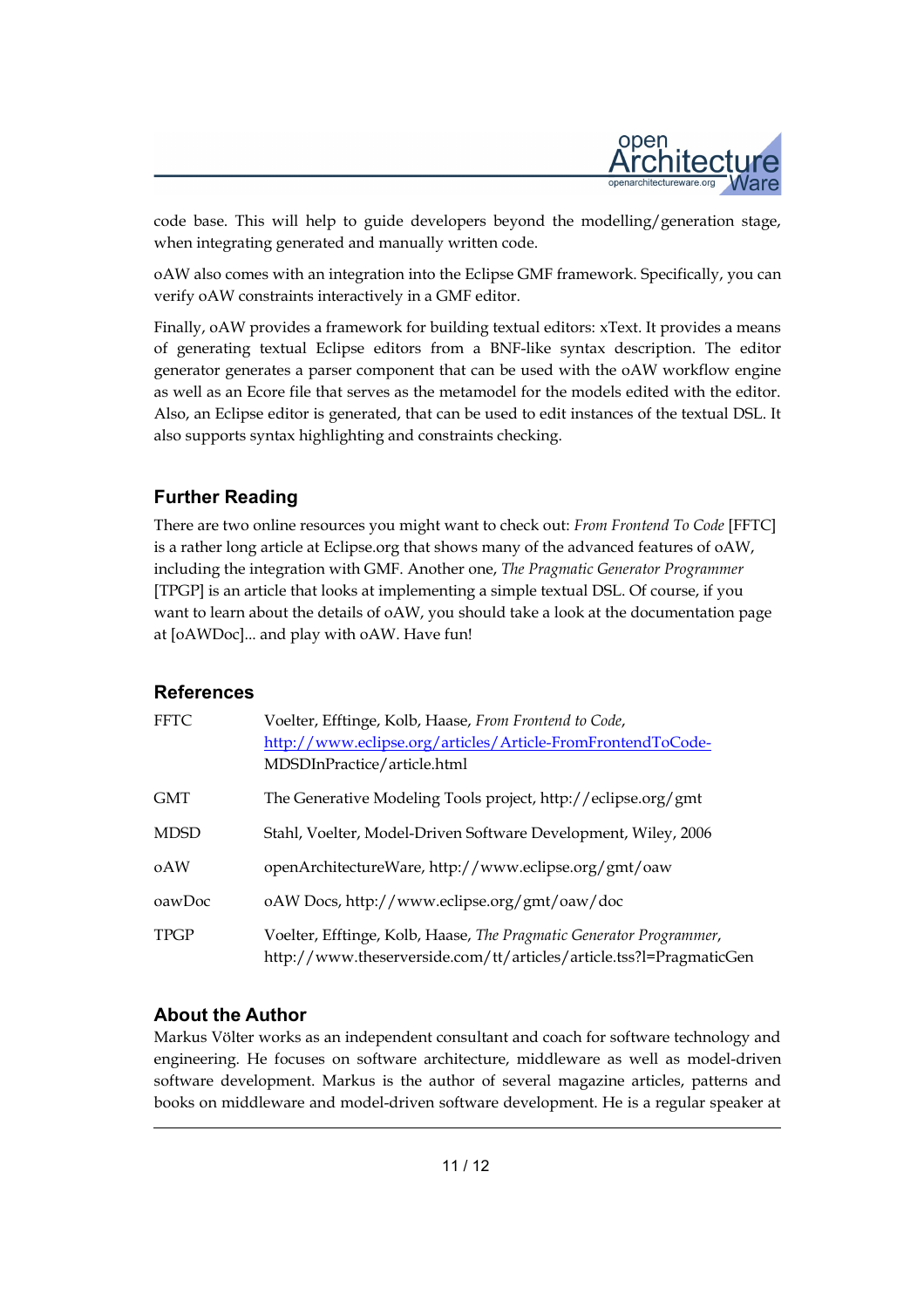code base. This will help to guide developers beyond the modelling/generation stage, when integrating generated and manually written code.

oAW also comes with an integration into the Eclipse GMF framework. Specifically, you can verify oAW constraints interactively in a GMF editor.

Finally, oAW provides a framework for building textual editors: xText. It provides a means of generating textual Eclipse editors from a BNF-like syntax description. The generator generates a parser component that can be used with the oAW workflow engine as well as an Ecore file that serves as the metamodel for the models edited with the editor. Also, an Eclipse editor is generated, that can be used to edit instances of the textual DSL. It also supports syntax highlighting and constraints checking.

## Further Reading

There are two online resources you might want to check out: *From Frontend To Code* [FFTC] is a rather long article at Eclipse.org that shows many of the advanced features of oAW, including the integration with GMF. Another one, *The Pragmatic Generator Programmer* [TPGP] is an article that looks at implementing a simple textual DSL. Of course, if you want to learn about the details of oAW, you should take a look at the documentation page at [oAWDoc]... and play with oAW. Have fun!

## References

| | |
|---|---|
| FFTC | Voelter, Efftinge, Kolb, Haase, *From Frontend to Code*, http://www.eclipse.org/articles/Article-FromFrontendToCode-MDSDInPractice/article.html |
| GMT | The Generative Modeling Tools project, http://eclipse.org/gmt |
| MDSD | Stahl, Voelter, Model-Driven Software Development, Wiley, 2006 |
| oAW | openArchitectureWare, http://www.eclipse.org/gmt/oaw |
| oawDoc | oAW Docs, http://www.eclipse.org/gmt/oaw/doc |
| TPGP | Voelter, Efftinge, Kolb, Haase, *The Pragmatic Generator Programmer*, http://www.theserverside.com/tt/articles/article.tss?l=PragmaticGen |

## About the Author

Markus Völter works as an independent consultant and coach for software technology and engineering. He focuses on software architecture, middleware as well as model-driven software development. Markus is the author of several magazine articles, patterns and books on middleware and model-driven software development. He is a regular speaker at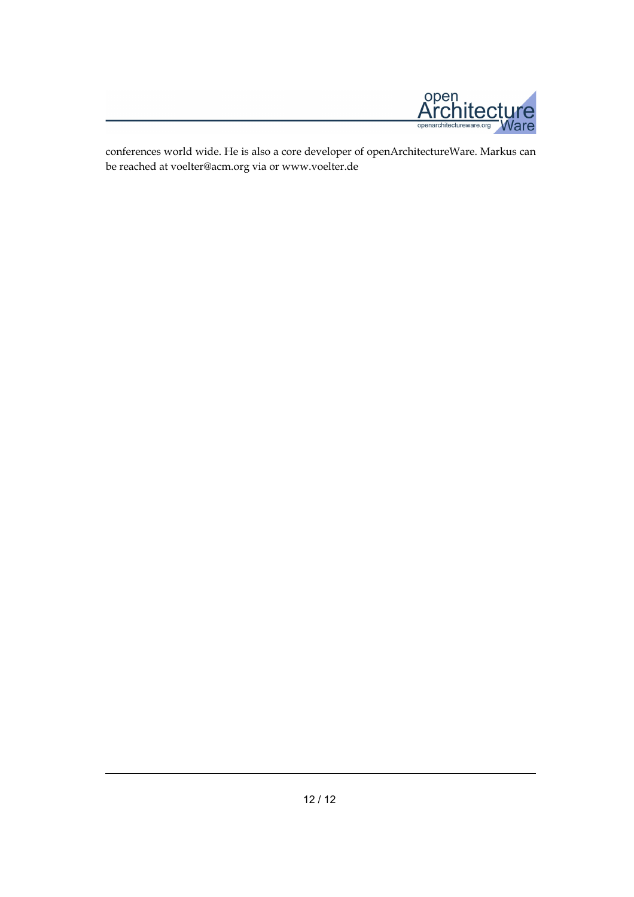conferences world wide. He is also a core developer of openArchitectureWare. Markus can be reached at voelter@acm.org via or www.voelter.de